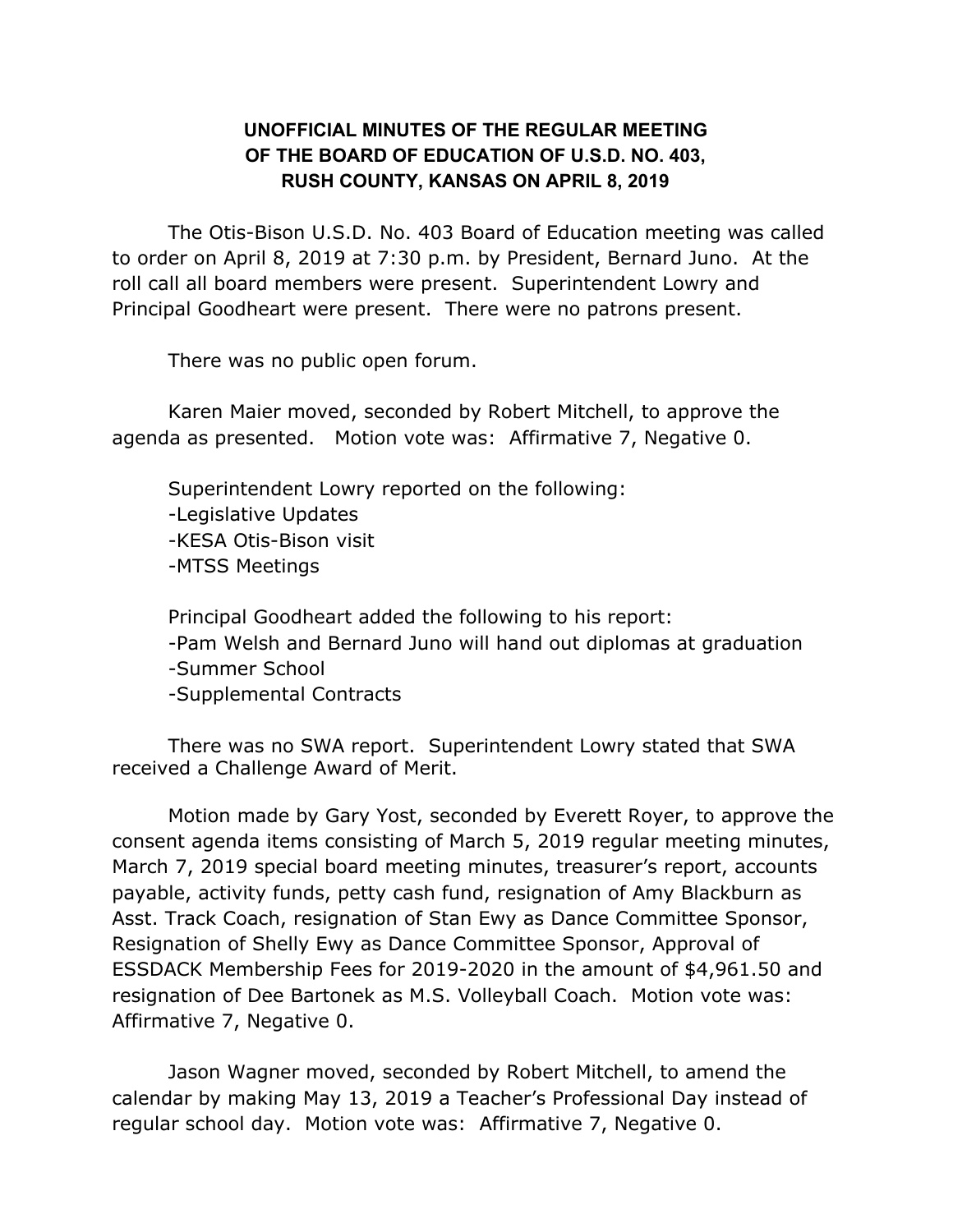# UNOFFICIAL MINUTES OF THE REGULAR MEETING OF THE BOARD OF EDUCATION OF U.S.D. NO. 403, RUSH COUNTY, KANSAS ON APRIL 8, 2019

The Otis-Bison U.S.D. No. 403 Board of Education meeting was called to order on April 8, 2019 at 7:30 p.m. by President, Bernard Juno. At the roll call all board members were present. Superintendent Lowry and Principal Goodheart were present. There were no patrons present.

There was no public open forum.

Karen Maier moved, seconded by Robert Mitchell, to approve the agenda as presented. Motion vote was: Affirmative 7, Negative 0.

Superintendent Lowry reported on the following:
-Legislative Updates
-KESA Otis-Bison visit
-MTSS Meetings

Principal Goodheart added the following to his report:
-Pam Welsh and Bernard Juno will hand out diplomas at graduation
-Summer School
-Supplemental Contracts

There was no SWA report. Superintendent Lowry stated that SWA received a Challenge Award of Merit.

Motion made by Gary Yost, seconded by Everett Royer, to approve the consent agenda items consisting of March 5, 2019 regular meeting minutes, March 7, 2019 special board meeting minutes, treasurer's report, accounts payable, activity funds, petty cash fund, resignation of Amy Blackburn as Asst. Track Coach, resignation of Stan Ewy as Dance Committee Sponsor, Resignation of Shelly Ewy as Dance Committee Sponsor, Approval of ESSDACK Membership Fees for 2019-2020 in the amount of $4,961.50 and resignation of Dee Bartonek as M.S. Volleyball Coach. Motion vote was: Affirmative 7, Negative 0.

Jason Wagner moved, seconded by Robert Mitchell, to amend the calendar by making May 13, 2019 a Teacher's Professional Day instead of regular school day. Motion vote was: Affirmative 7, Negative 0.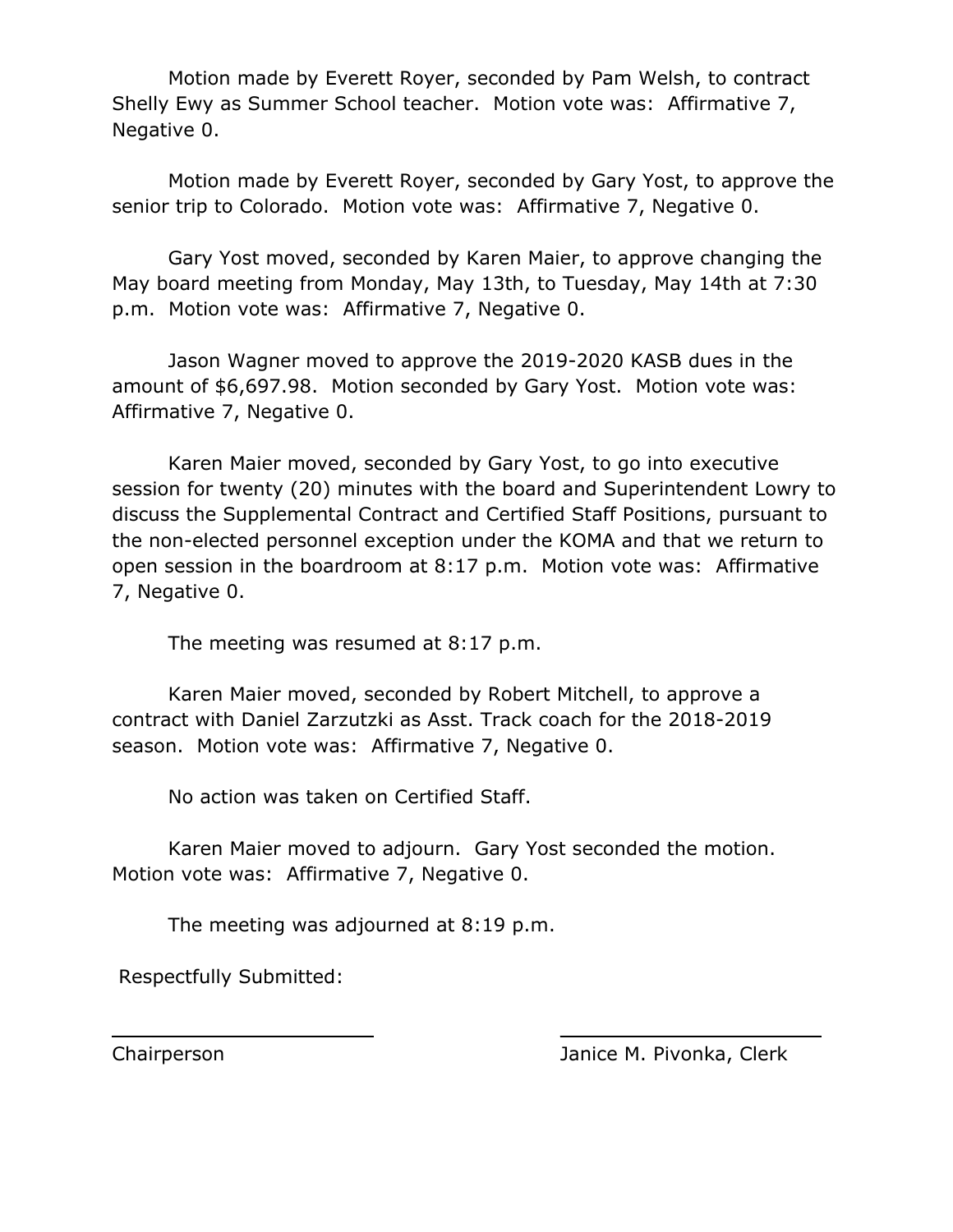Motion made by Everett Royer, seconded by Pam Welsh, to contract Shelly Ewy as Summer School teacher. Motion vote was: Affirmative 7, Negative 0.

Motion made by Everett Royer, seconded by Gary Yost, to approve the senior trip to Colorado. Motion vote was: Affirmative 7, Negative 0.

Gary Yost moved, seconded by Karen Maier, to approve changing the May board meeting from Monday, May 13th, to Tuesday, May 14th at 7:30 p.m. Motion vote was: Affirmative 7, Negative 0.

Jason Wagner moved to approve the 2019-2020 KASB dues in the amount of $6,697.98. Motion seconded by Gary Yost. Motion vote was: Affirmative 7, Negative 0.

Karen Maier moved, seconded by Gary Yost, to go into executive session for twenty (20) minutes with the board and Superintendent Lowry to discuss the Supplemental Contract and Certified Staff Positions, pursuant to the non-elected personnel exception under the KOMA and that we return to open session in the boardroom at 8:17 p.m. Motion vote was: Affirmative 7, Negative 0.

The meeting was resumed at 8:17 p.m.

Karen Maier moved, seconded by Robert Mitchell, to approve a contract with Daniel Zarzutzki as Asst. Track coach for the 2018-2019 season. Motion vote was: Affirmative 7, Negative 0.

No action was taken on Certified Staff.

Karen Maier moved to adjourn. Gary Yost seconded the motion. Motion vote was: Affirmative 7, Negative 0.

The meeting was adjourned at 8:19 p.m.

Respectfully Submitted:

\_\_\_\_\_\_\_\_\_\_\_\_\_\_\_\_\_\_\_\_\_\_\_\_ \_\_\_\_\_\_\_\_\_\_\_\_\_\_\_\_\_\_\_\_\_\_\_\_

Chairperson Janice M. Pivonka, Clerk